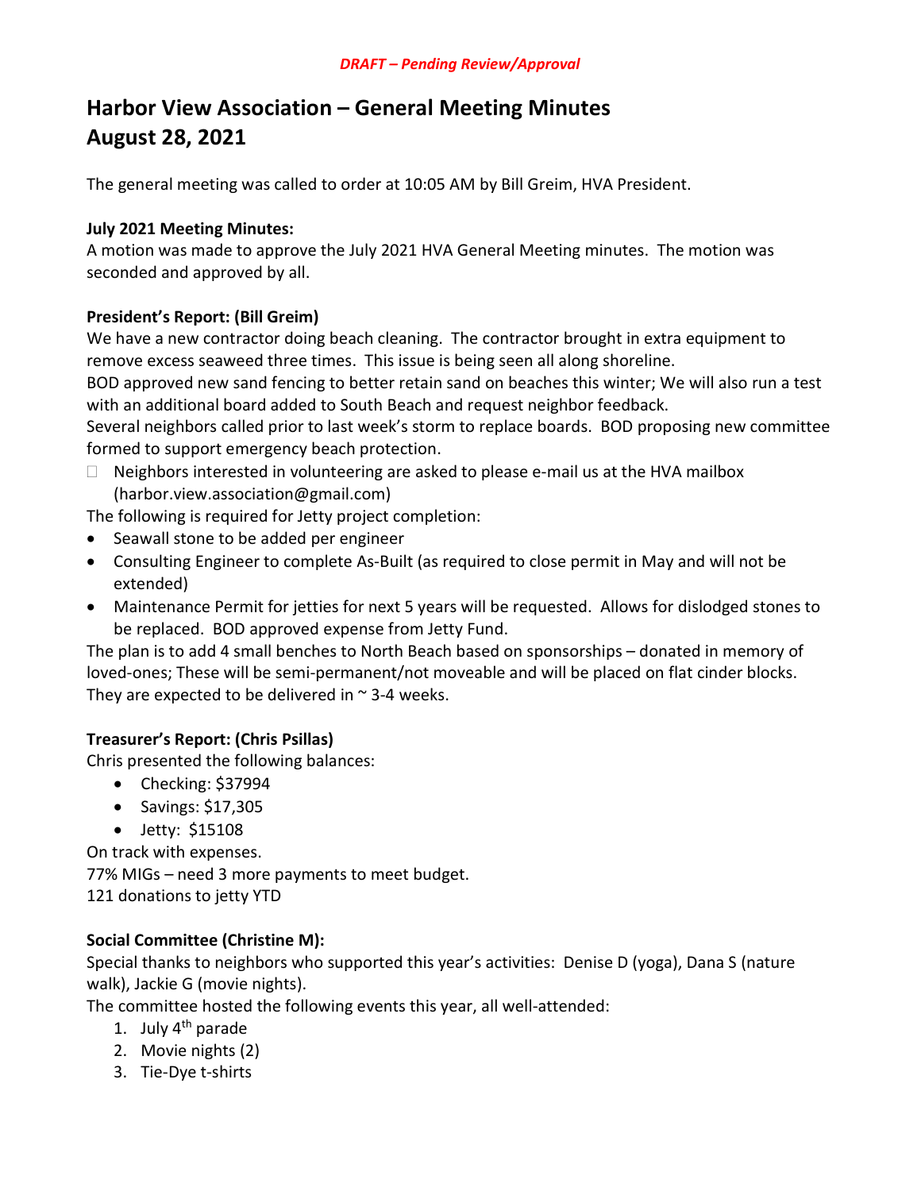*DRAFT – Pending Review/Approval*

# Harbor View Association – General Meeting Minutes
# August 28, 2021

The general meeting was called to order at 10:05 AM by Bill Greim, HVA President.

**July 2021 Meeting Minutes:**
A motion was made to approve the July 2021 HVA General Meeting minutes. The motion was seconded and approved by all.

**President's Report: (Bill Greim)**
We have a new contractor doing beach cleaning. The contractor brought in extra equipment to remove excess seaweed three times. This issue is being seen all along shoreline.
BOD approved new sand fencing to better retain sand on beaches this winter; We will also run a test with an additional board added to South Beach and request neighbor feedback.
Several neighbors called prior to last week's storm to replace boards. BOD proposing new committee formed to support emergency beach protection.

- Neighbors interested in volunteering are asked to please e-mail us at the HVA mailbox (harbor.view.association@gmail.com)

The following is required for Jetty project completion:

- Seawall stone to be added per engineer
- Consulting Engineer to complete As-Built (as required to close permit in May and will not be extended)
- Maintenance Permit for jetties for next 5 years will be requested. Allows for dislodged stones to be replaced. BOD approved expense from Jetty Fund.

The plan is to add 4 small benches to North Beach based on sponsorships – donated in memory of loved-ones; These will be semi-permanent/not moveable and will be placed on flat cinder blocks. They are expected to be delivered in ~ 3-4 weeks.

**Treasurer's Report: (Chris Psillas)**
Chris presented the following balances:

- Checking: $37994
- Savings: $17,305
- Jetty: $15108

On track with expenses.
77% MIGs – need 3 more payments to meet budget.
121 donations to jetty YTD

**Social Committee (Christine M):**
Special thanks to neighbors who supported this year's activities: Denise D (yoga), Dana S (nature walk), Jackie G (movie nights).
The committee hosted the following events this year, all well-attended:

1. July 4th parade
2. Movie nights (2)
3. Tie-Dye t-shirts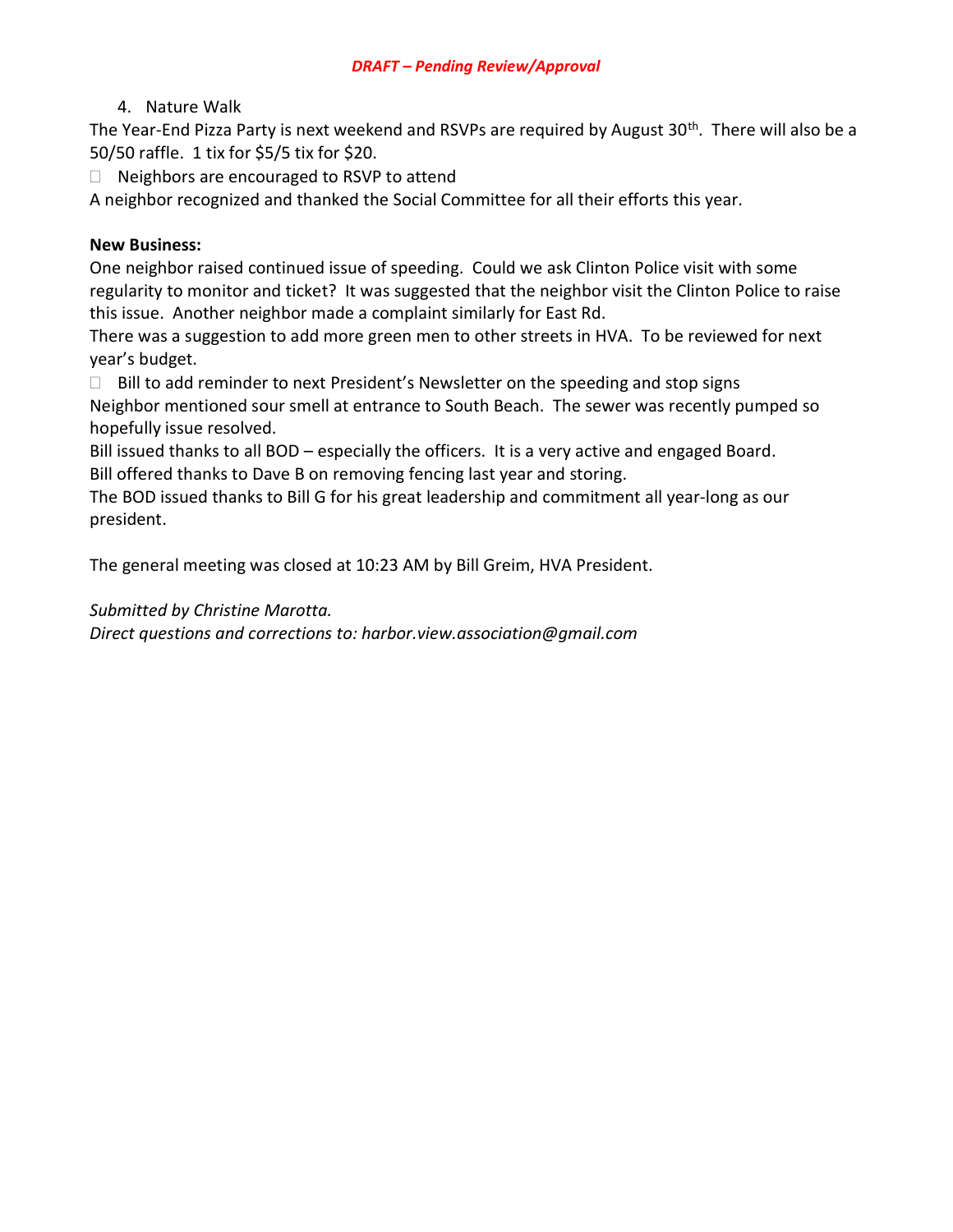*DRAFT – Pending Review/Approval*

4. Nature Walk

The Year-End Pizza Party is next weekend and RSVPs are required by August 30th. There will also be a 50/50 raffle. 1 tix for $5/5 tix for $20.

- Neighbors are encouraged to RSVP to attend

A neighbor recognized and thanked the Social Committee for all their efforts this year.

**New Business:**

One neighbor raised continued issue of speeding. Could we ask Clinton Police visit with some regularity to monitor and ticket? It was suggested that the neighbor visit the Clinton Police to raise this issue. Another neighbor made a complaint similarly for East Rd.

There was a suggestion to add more green men to other streets in HVA. To be reviewed for next year's budget.

- Bill to add reminder to next President's Newsletter on the speeding and stop signs

Neighbor mentioned sour smell at entrance to South Beach. The sewer was recently pumped so hopefully issue resolved.

Bill issued thanks to all BOD – especially the officers. It is a very active and engaged Board.

Bill offered thanks to Dave B on removing fencing last year and storing.

The BOD issued thanks to Bill G for his great leadership and commitment all year-long as our president.

The general meeting was closed at 10:23 AM by Bill Greim, HVA President.

*Submitted by Christine Marotta.*
*Direct questions and corrections to: harbor.view.association@gmail.com*